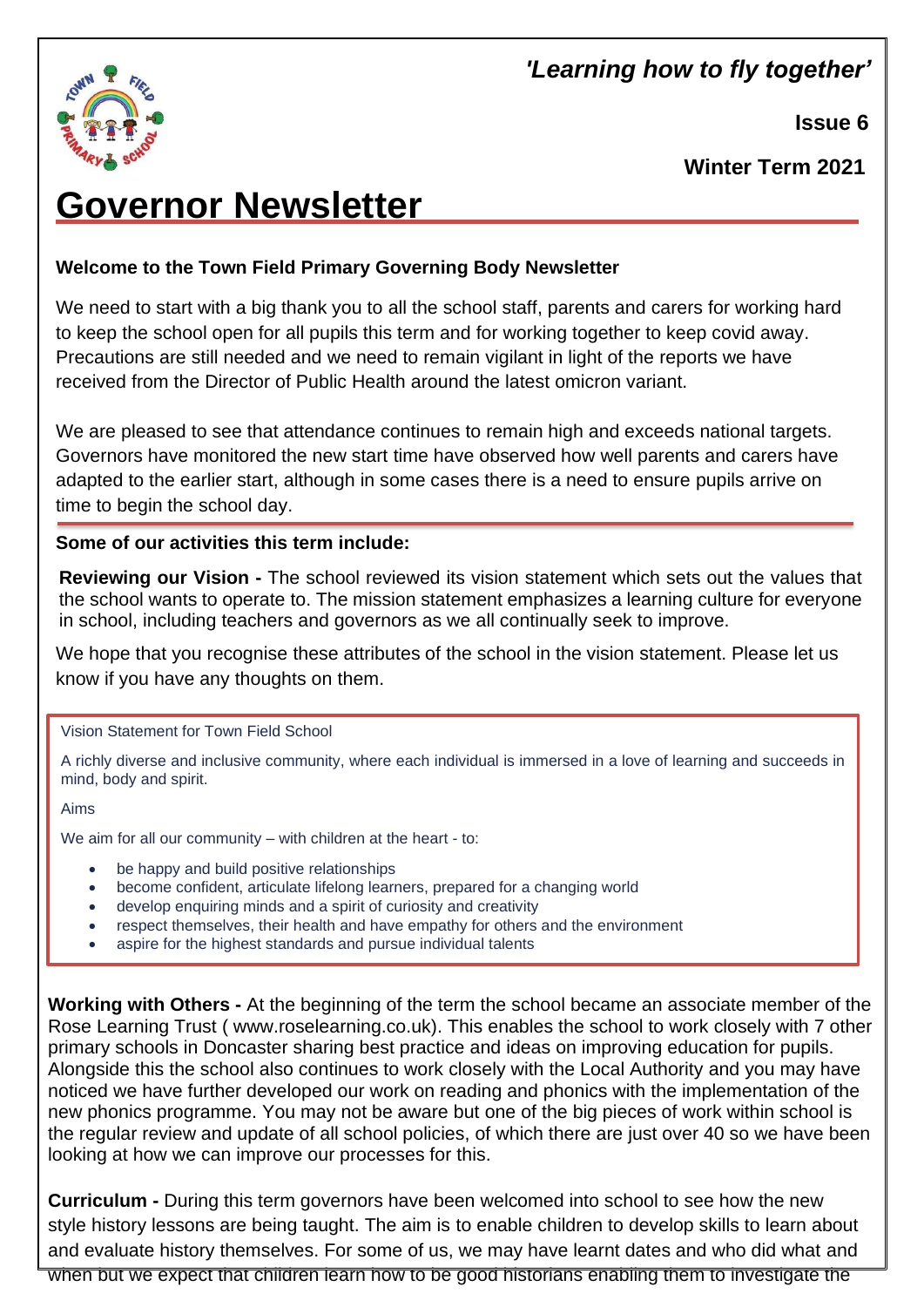*'Learning how to fly together'*

**Issue 6**

**Winter Term 2021**

# Governor Newsletter

**Welcome to the Town Field Primary Governing Body Newsletter**

We need to start with a big thank you to all the school staff, parents and carers for working hard to keep the school open for all pupils this term and for working together to keep covid away. Precautions are still needed and we need to remain vigilant in light of the reports we have received from the Director of Public Health around the latest omicron variant.

We are pleased to see that attendance continues to remain high and exceeds national targets. Governors have monitored the new start time have observed how well parents and carers have adapted to the earlier start, although in some cases there is a need to ensure pupils arrive on time to begin the school day.

**Some of our activities this term include:**

**Reviewing our Vision -** The school reviewed its vision statement which sets out the values that the school wants to operate to. The mission statement emphasizes a learning culture for everyone in school, including teachers and governors as we all continually seek to improve.

We hope that you recognise these attributes of the school in the vision statement. Please let us know if you have any thoughts on them.

Vision Statement for Town Field School

A richly diverse and inclusive community, where each individual is immersed in a love of learning and succeeds in mind, body and spirit.

Aims

We aim for all our community – with children at the heart - to:

- be happy and build positive relationships
- become confident, articulate lifelong learners, prepared for a changing world
- develop enquiring minds and a spirit of curiosity and creativity
- respect themselves, their health and have empathy for others and the environment
- aspire for the highest standards and pursue individual talents

**Working with Others -** At the beginning of the term the school became an associate member of the Rose Learning Trust ( www.roselearning.co.uk). This enables the school to work closely with 7 other primary schools in Doncaster sharing best practice and ideas on improving education for pupils. Alongside this the school also continues to work closely with the Local Authority and you may have noticed we have further developed our work on reading and phonics with the implementation of the new phonics programme. You may not be aware but one of the big pieces of work within school is the regular review and update of all school policies, of which there are just over 40 so we have been looking at how we can improve our processes for this.

**Curriculum -** During this term governors have been welcomed into school to see how the new style history lessons are being taught. The aim is to enable children to develop skills to learn about and evaluate history themselves. For some of us, we may have learnt dates and who did what and when but we expect that children learn how to be good historians enabling them to investigate the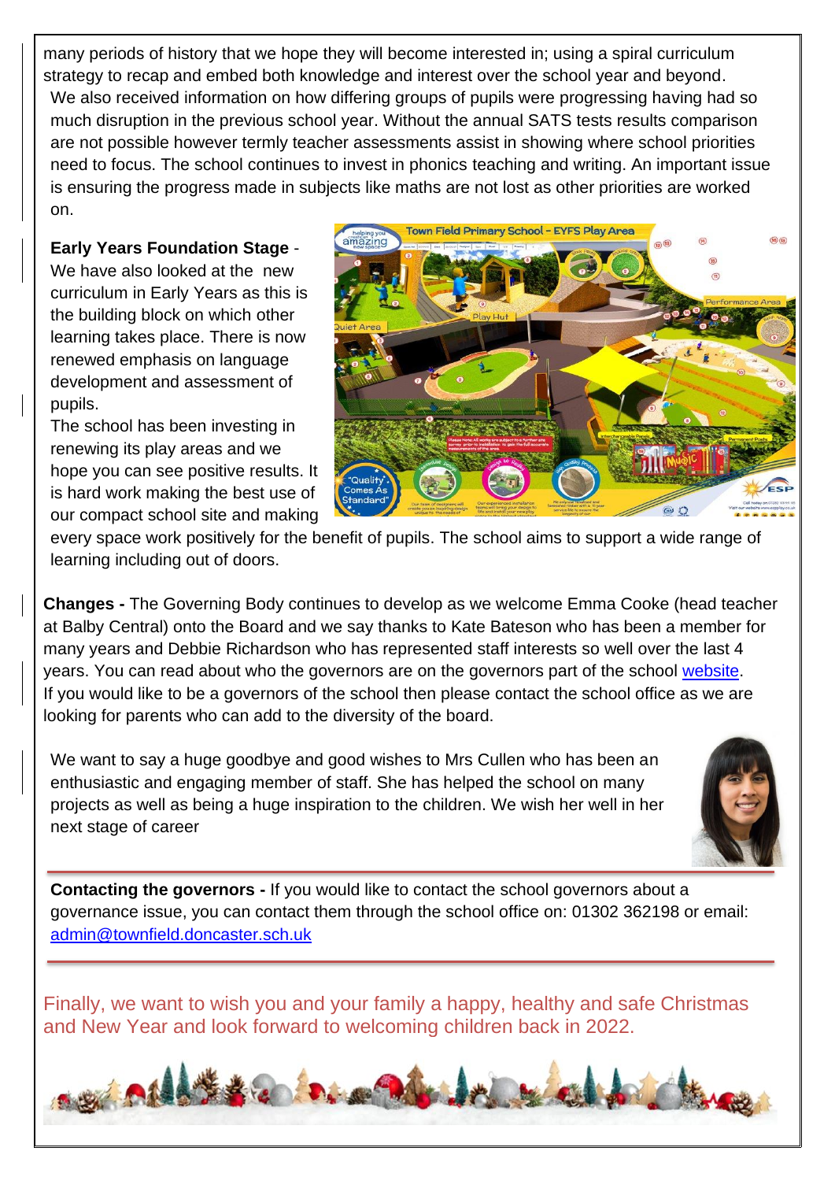many periods of history that we hope they will become interested in; using a spiral curriculum strategy to recap and embed both knowledge and interest over the school year and beyond. We also received information on how differing groups of pupils were progressing having had so much disruption in the previous school year. Without the annual SATS tests results comparison are not possible however termly teacher assessments assist in showing where school priorities need to focus. The school continues to invest in phonics teaching and writing. An important issue is ensuring the progress made in subjects like maths are not lost as other priorities are worked on.

**Early Years Foundation Stage** - We have also looked at the new curriculum in Early Years as this is the building block on which other learning takes place. There is now renewed emphasis on language development and assessment of pupils.

The school has been investing in renewing its play areas and we hope you can see positive results. It is hard work making the best use of our compact school site and making every space work positively for the benefit of pupils. The school aims to support a wide range of learning including out of doors.

**Changes -** The Governing Body continues to develop as we welcome Emma Cooke (head teacher at Balby Central) onto the Board and we say thanks to Kate Bateson who has been a member for many years and Debbie Richardson who has represented staff interests so well over the last 4 years. You can read about who the governors are on the governors part of the school website. If you would like to be a governors of the school then please contact the school office as we are looking for parents who can add to the diversity of the board.

We want to say a huge goodbye and good wishes to Mrs Cullen who has been an enthusiastic and engaging member of staff. She has helped the school on many projects as well as being a huge inspiration to the children. We wish her well in her next stage of career

**Contacting the governors -** If you would like to contact the school governors about a governance issue, you can contact them through the school office on: 01302 362198 or email: admin@townfield.doncaster.sch.uk

Finally, we want to wish you and your family a happy, healthy and safe Christmas and New Year and look forward to welcoming children back in 2022.